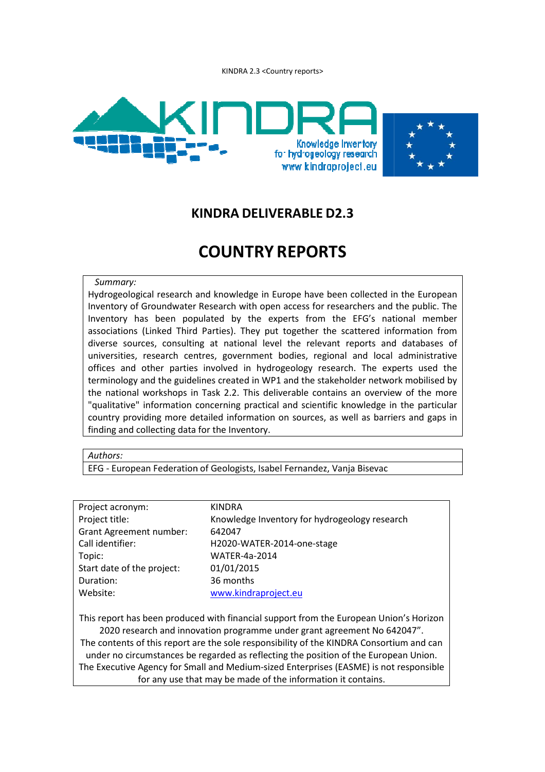# KINDRA DELIVERABLE D2.3

# COUNTRY REPORTS

*Summary:*

Hydrogeological research and knowledge in Europe have been collected in the European Inventory of Groundwater Research with open access for researchers and the public. The Inventory has been populated by the experts from the EFG's national member associations (Linked Third Parties). They put together the scattered information from diverse sources, consulting at national level the relevant reports and databases of universities, research centres, government bodies, regional and local administrative offices and other parties involved in hydrogeology research. The experts used the terminology and the guidelines created in WP1 and the stakeholder network mobilised by the national workshops in Task 2.2. This deliverable contains an overview of the more "qualitative" information concerning practical and scientific knowledge in the particular country providing more detailed information on sources, as well as barriers and gaps in finding and collecting data for the Inventory.

*Authors:*

EFG - European Federation of Geologists, Isabel Fernandez, Vanja Bisevac

| | |
|---|---|
| Project acronym: | KINDRA |
| Project title: | Knowledge Inventory for hydrogeology research |
| Grant Agreement number: | 642047 |
| Call identifier: | H2020-WATER-2014-one-stage |
| Topic: | WATER-4a-2014 |
| Start date of the project: | 01/01/2015 |
| Duration: | 36 months |
| Website: | [www.kindraproject.eu](http://www.kindraproject.eu) |

This report has been produced with financial support from the European Union's Horizon 2020 research and innovation programme under grant agreement No 642047".
The contents of this report are the sole responsibility of the KINDRA Consortium and can under no circumstances be regarded as reflecting the position of the European Union.
The Executive Agency for Small and Medium-sized Enterprises (EASME) is not responsible for any use that may be made of the information it contains.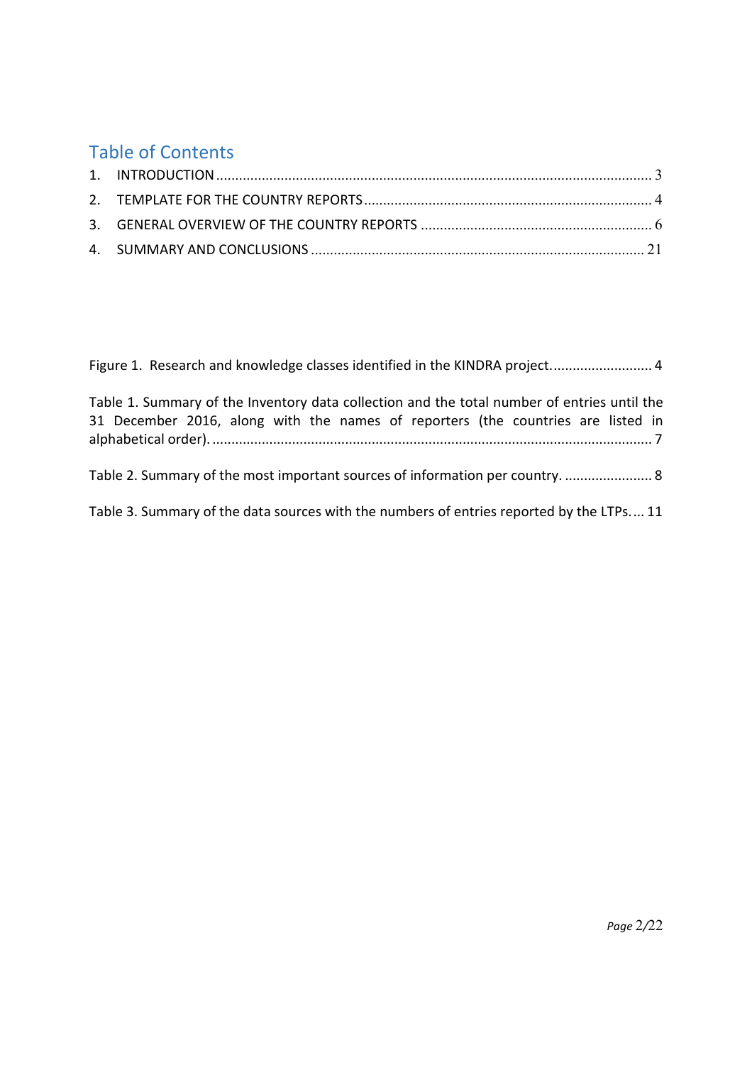## Table of Contents

1. INTRODUCTION ........................................................................................................................ 3
2. TEMPLATE FOR THE COUNTRY REPORTS ............................................................................ 4
3. GENERAL OVERVIEW OF THE COUNTRY REPORTS .............................................................. 6
4. SUMMARY AND CONCLUSIONS ......................................................................................... 21

Figure 1. Research and knowledge classes identified in the KINDRA project. .......................... 4

Table 1. Summary of the Inventory data collection and the total number of entries until the 31 December 2016, along with the names of reporters (the countries are listed in alphabetical order). ........................................................................................................................ 7

Table 2. Summary of the most important sources of information per country. ....................... 8

Table 3. Summary of the data sources with the numbers of entries reported by the LTPs. ... 11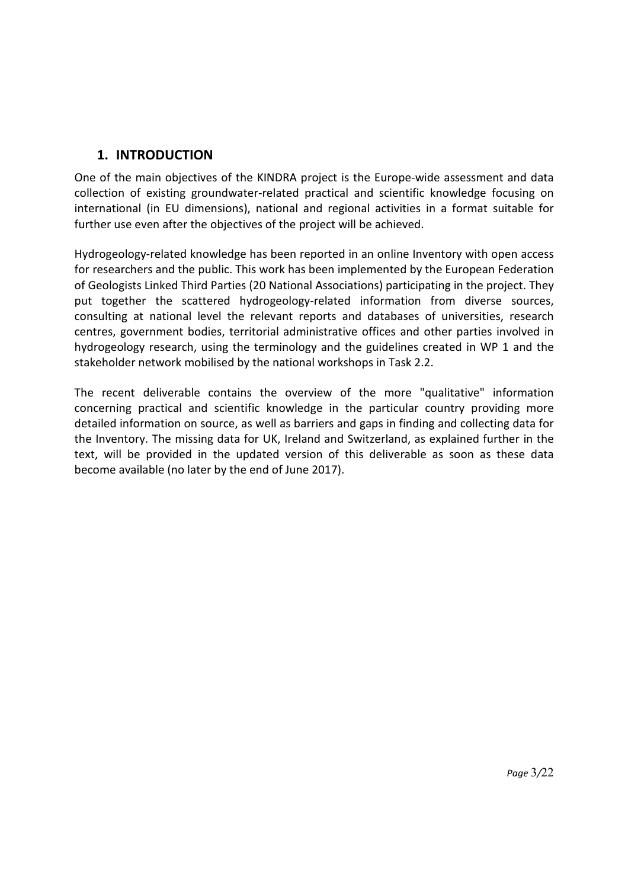# 1. INTRODUCTION

One of the main objectives of the KINDRA project is the Europe-wide assessment and data collection of existing groundwater-related practical and scientific knowledge focusing on international (in EU dimensions), national and regional activities in a format suitable for further use even after the objectives of the project will be achieved.

Hydrogeology-related knowledge has been reported in an online Inventory with open access for researchers and the public. This work has been implemented by the European Federation of Geologists Linked Third Parties (20 National Associations) participating in the project. They put together the scattered hydrogeology-related information from diverse sources, consulting at national level the relevant reports and databases of universities, research centres, government bodies, territorial administrative offices and other parties involved in hydrogeology research, using the terminology and the guidelines created in WP 1 and the stakeholder network mobilised by the national workshops in Task 2.2.

The recent deliverable contains the overview of the more "qualitative" information concerning practical and scientific knowledge in the particular country providing more detailed information on source, as well as barriers and gaps in finding and collecting data for the Inventory. The missing data for UK, Ireland and Switzerland, as explained further in the text, will be provided in the updated version of this deliverable as soon as these data become available (no later by the end of June 2017).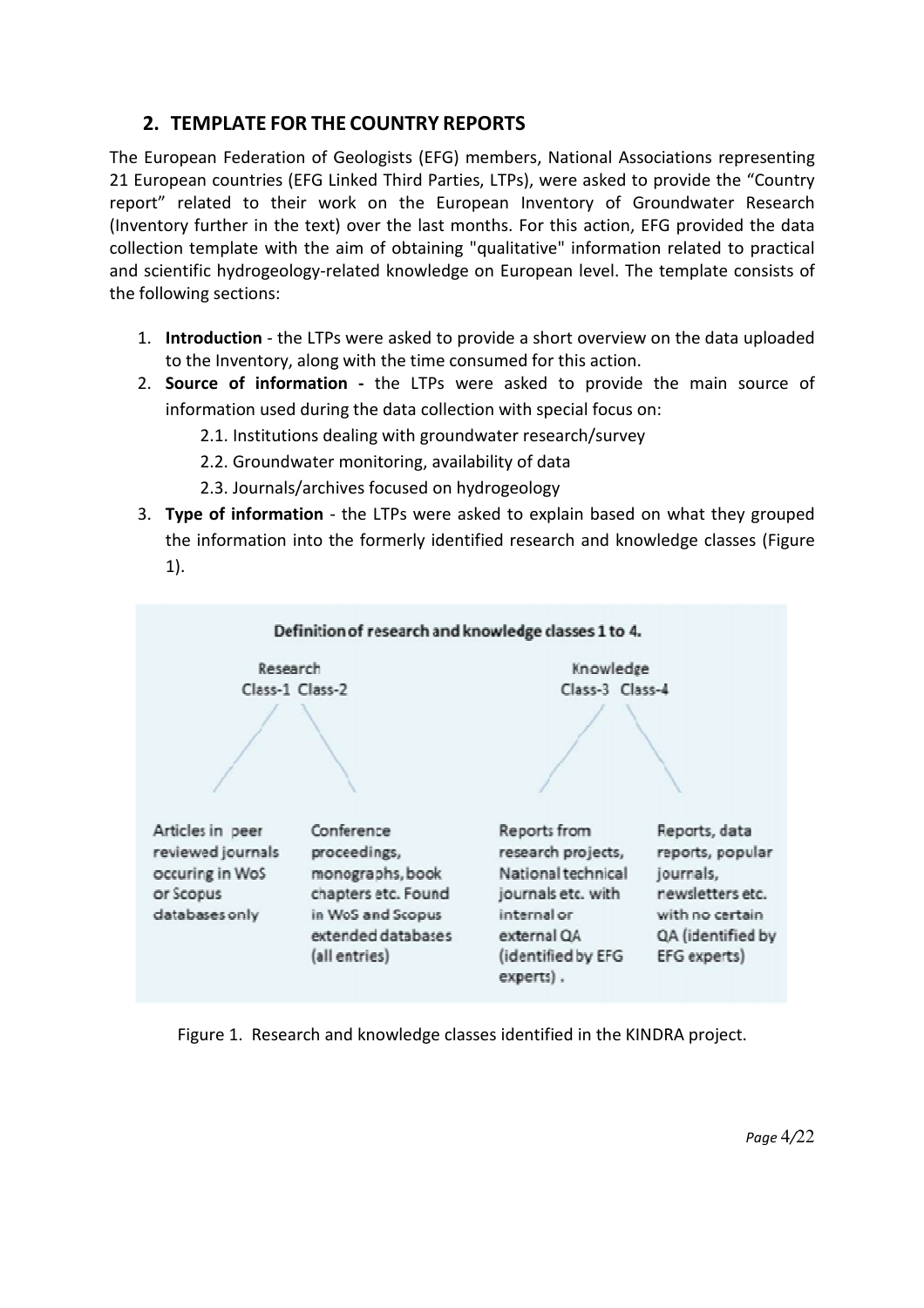## 2. TEMPLATE FOR THE COUNTRY REPORTS

The European Federation of Geologists (EFG) members, National Associations representing 21 European countries (EFG Linked Third Parties, LTPs), were asked to provide the "Country report" related to their work on the European Inventory of Groundwater Research (Inventory further in the text) over the last months. For this action, EFG provided the data collection template with the aim of obtaining "qualitative" information related to practical and scientific hydrogeology-related knowledge on European level. The template consists of the following sections:

1. **Introduction** - the LTPs were asked to provide a short overview on the data uploaded to the Inventory, along with the time consumed for this action.
2. **Source of information -** the LTPs were asked to provide the main source of information used during the data collection with special focus on:
   - 2.1. Institutions dealing with groundwater research/survey
   - 2.2. Groundwater monitoring, availability of data
   - 2.3. Journals/archives focused on hydrogeology
3. **Type of information** - the LTPs were asked to explain based on what they grouped the information into the formerly identified research and knowledge classes (Figure 1).

**Definition of research and knowledge classes 1 to 4.**

| Research | | Knowledge | |
|---|---|---|---|
| Class-1 | Class-2 | Class-3 | Class-4 |
| Articles in peer reviewed journals occuring in WoS or Scopus databases only | Conference proceedings, monographs, book chapters etc. Found in WoS and Scopus extended databases (all entries) | Reports from research projects, National technical journals etc. with internal or external QA (identified by EFG experts) . | Reports, data reports, popular journals, newsletters etc. with no certain QA (identified by EFG experts) |

Figure 1. Research and knowledge classes identified in the KINDRA project.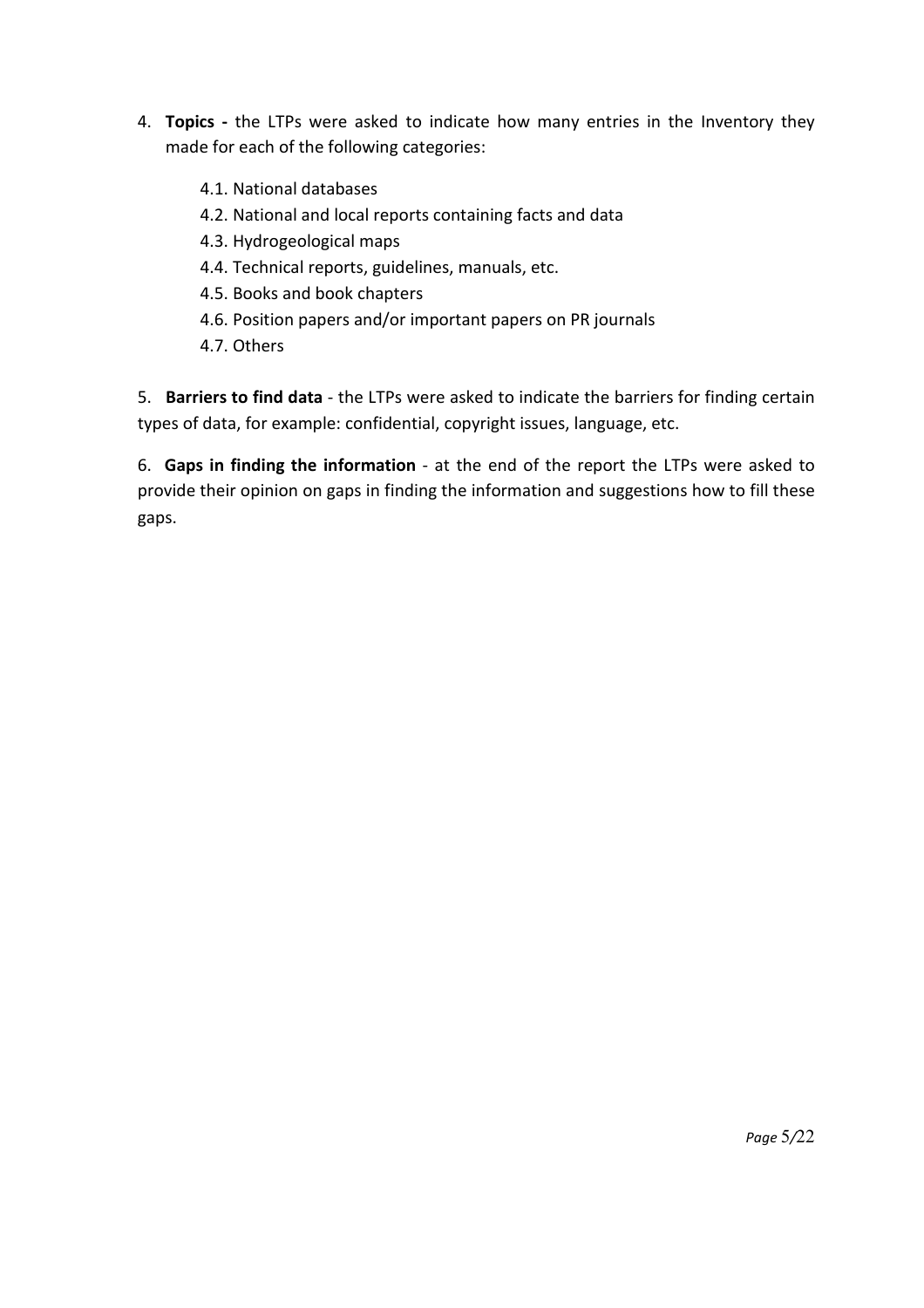4. **Topics -** the LTPs were asked to indicate how many entries in the Inventory they made for each of the following categories:

    4.1. National databases
    4.2. National and local reports containing facts and data
    4.3. Hydrogeological maps
    4.4. Technical reports, guidelines, manuals, etc.
    4.5. Books and book chapters
    4.6. Position papers and/or important papers on PR journals
    4.7. Others

5. **Barriers to find data** - the LTPs were asked to indicate the barriers for finding certain types of data, for example: confidential, copyright issues, language, etc.

6. **Gaps in finding the information** - at the end of the report the LTPs were asked to provide their opinion on gaps in finding the information and suggestions how to fill these gaps.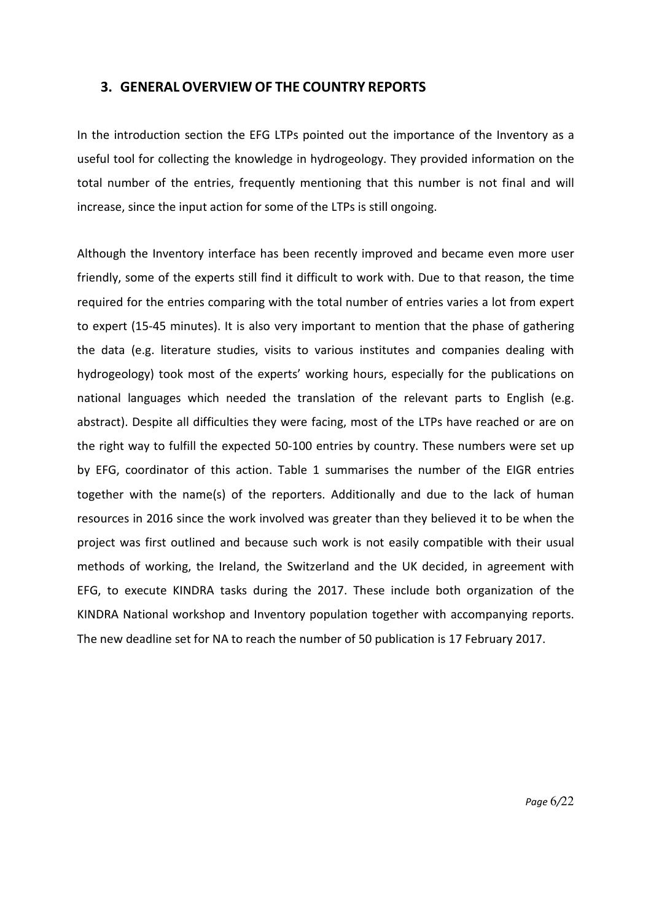## 3. GENERAL OVERVIEW OF THE COUNTRY REPORTS

In the introduction section the EFG LTPs pointed out the importance of the Inventory as a useful tool for collecting the knowledge in hydrogeology. They provided information on the total number of the entries, frequently mentioning that this number is not final and will increase, since the input action for some of the LTPs is still ongoing.

Although the Inventory interface has been recently improved and became even more user friendly, some of the experts still find it difficult to work with. Due to that reason, the time required for the entries comparing with the total number of entries varies a lot from expert to expert (15-45 minutes). It is also very important to mention that the phase of gathering the data (e.g. literature studies, visits to various institutes and companies dealing with hydrogeology) took most of the experts' working hours, especially for the publications on national languages which needed the translation of the relevant parts to English (e.g. abstract). Despite all difficulties they were facing, most of the LTPs have reached or are on the right way to fulfill the expected 50-100 entries by country. These numbers were set up by EFG, coordinator of this action. Table 1 summarises the number of the EIGR entries together with the name(s) of the reporters. Additionally and due to the lack of human resources in 2016 since the work involved was greater than they believed it to be when the project was first outlined and because such work is not easily compatible with their usual methods of working, the Ireland, the Switzerland and the UK decided, in agreement with EFG, to execute KINDRA tasks during the 2017. These include both organization of the KINDRA National workshop and Inventory population together with accompanying reports. The new deadline set for NA to reach the number of 50 publication is 17 February 2017.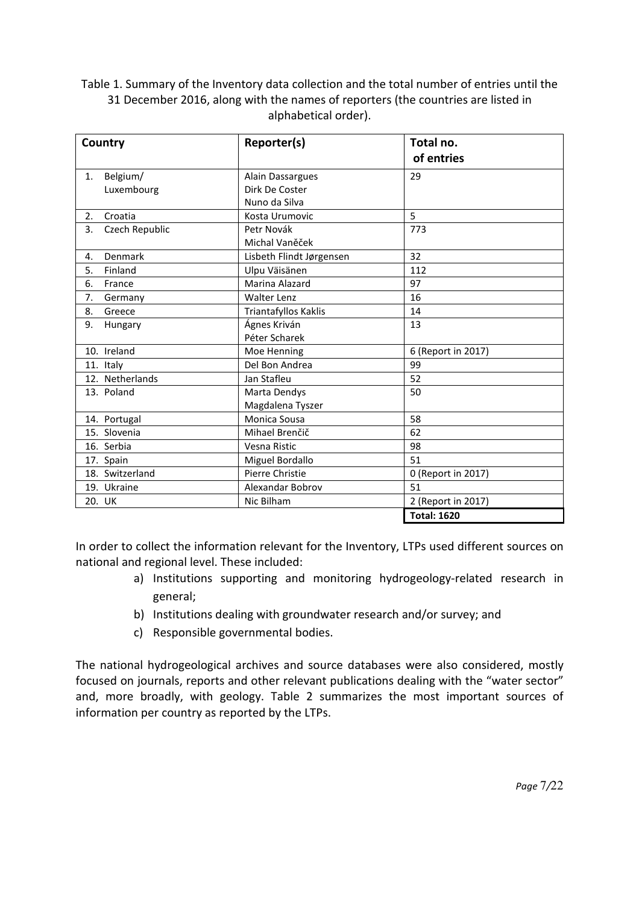Table 1. Summary of the Inventory data collection and the total number of entries until the 31 December 2016, along with the names of reporters (the countries are listed in alphabetical order).

| Country | Reporter(s) | Total no. of entries |
|---|---|---|
| 1. Belgium/ Luxembourg | Alain Dassargues<br>Dirk De Coster<br>Nuno da Silva | 29 |
| 2. Croatia | Kosta Urumovic | 5 |
| 3. Czech Republic | Petr Novák<br>Michal Vaněček | 773 |
| 4. Denmark | Lisbeth Flindt Jørgensen | 32 |
| 5. Finland | Ulpu Väisänen | 112 |
| 6. France | Marina Alazard | 97 |
| 7. Germany | Walter Lenz | 16 |
| 8. Greece | Triantafyllos Kaklis | 14 |
| 9. Hungary | Ágnes Kriván<br>Péter Scharek | 13 |
| 10. Ireland | Moe Henning | 6 (Report in 2017) |
| 11. Italy | Del Bon Andrea | 99 |
| 12. Netherlands | Jan Stafleu | 52 |
| 13. Poland | Marta Dendys<br>Magdalena Tyszer | 50 |
| 14. Portugal | Monica Sousa | 58 |
| 15. Slovenia | Mihael Brenčič | 62 |
| 16. Serbia | Vesna Ristic | 98 |
| 17. Spain | Miguel Bordallo | 51 |
| 18. Switzerland | Pierre Christie | 0 (Report in 2017) |
| 19. Ukraine | Alexandar Bobrov | 51 |
| 20. UK | Nic Bilham | 2 (Report in 2017) |
| | | **Total: 1620** |

In order to collect the information relevant for the Inventory, LTPs used different sources on national and regional level. These included:

a) Institutions supporting and monitoring hydrogeology-related research in general;
b) Institutions dealing with groundwater research and/or survey; and
c) Responsible governmental bodies.

The national hydrogeological archives and source databases were also considered, mostly focused on journals, reports and other relevant publications dealing with the "water sector" and, more broadly, with geology. Table 2 summarizes the most important sources of information per country as reported by the LTPs.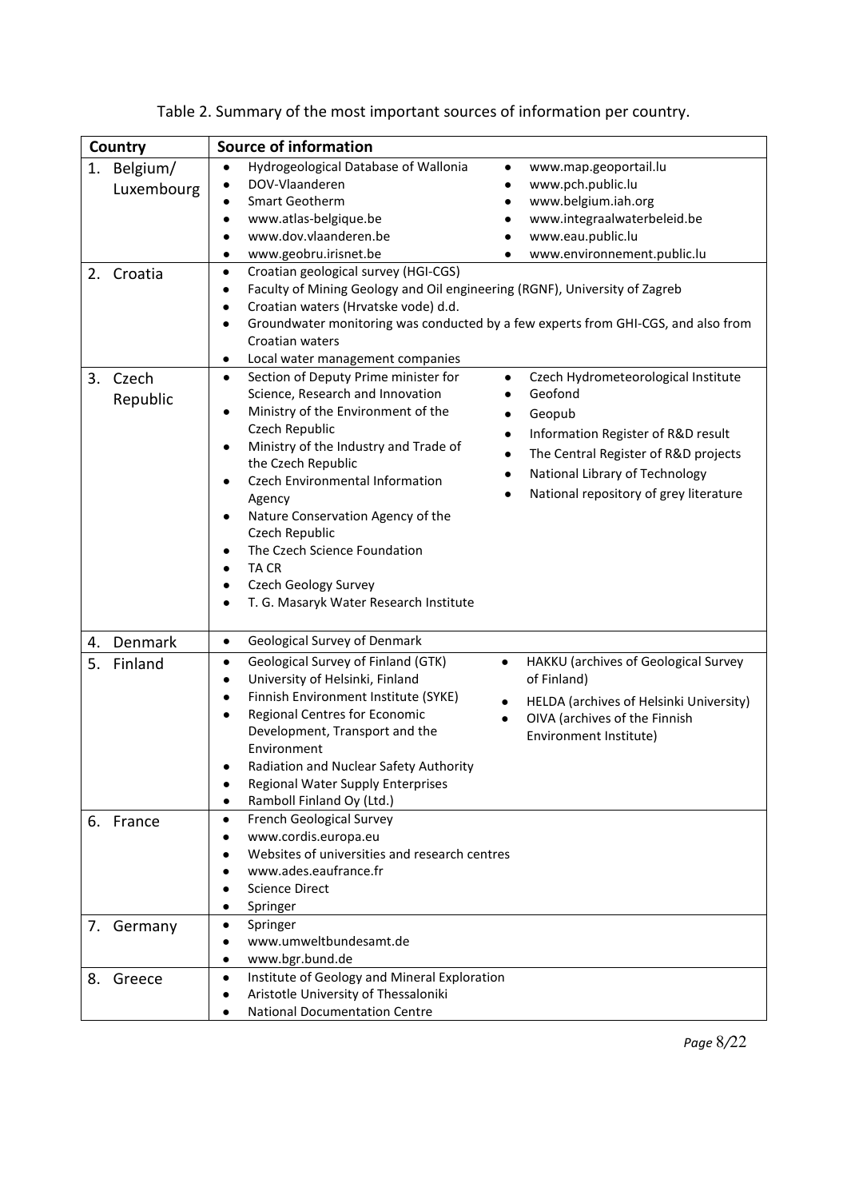Table 2. Summary of the most important sources of information per country.

| Country | Source of information |
|---|---|
| 1. Belgium/ Luxembourg | • Hydrogeological Database of Wallonia<br>• DOV-Vlaanderen<br>• Smart Geotherm<br>• www.atlas-belgique.be<br>• www.dov.vlaanderen.be<br>• www.geobru.irisnet.be<br>• www.map.geoportail.lu<br>• www.pch.public.lu<br>• www.belgium.iah.org<br>• www.integraalwaterbeleid.be<br>• www.eau.public.lu<br>• www.environnement.public.lu |
| 2. Croatia | • Croatian geological survey (HGI-CGS)<br>• Faculty of Mining Geology and Oil engineering (RGNF), University of Zagreb<br>• Croatian waters (Hrvatske vode) d.d.<br>• Groundwater monitoring was conducted by a few experts from GHI-CGS, and also from Croatian waters<br>• Local water management companies |
| 3. Czech Republic | • Section of Deputy Prime minister for Science, Research and Innovation<br>• Ministry of the Environment of the Czech Republic<br>• Ministry of the Industry and Trade of the Czech Republic<br>• Czech Environmental Information Agency<br>• Nature Conservation Agency of the Czech Republic<br>• The Czech Science Foundation<br>• TA CR<br>• Czech Geology Survey<br>• T. G. Masaryk Water Research Institute<br>• Czech Hydrometeorological Institute<br>• Geofond<br>• Geopub<br>• Information Register of R&D result<br>• The Central Register of R&D projects<br>• National Library of Technology<br>• National repository of grey literature |
| 4. Denmark | • Geological Survey of Denmark |
| 5. Finland | • Geological Survey of Finland (GTK)<br>• University of Helsinki, Finland<br>• Finnish Environment Institute (SYKE)<br>• Regional Centres for Economic Development, Transport and the Environment<br>• Radiation and Nuclear Safety Authority<br>• Regional Water Supply Enterprises<br>• Ramboll Finland Oy (Ltd.)<br>• HAKKU (archives of Geological Survey of Finland)<br>• HELDA (archives of Helsinki University)<br>• OIVA (archives of the Finnish Environment Institute) |
| 6. France | • French Geological Survey<br>• www.cordis.europa.eu<br>• Websites of universities and research centres<br>• www.ades.eaufrance.fr<br>• Science Direct<br>• Springer |
| 7. Germany | • Springer<br>• www.umweltbundesamt.de<br>• www.bgr.bund.de |
| 8. Greece | • Institute of Geology and Mineral Exploration<br>• Aristotle University of Thessaloniki<br>• National Documentation Centre |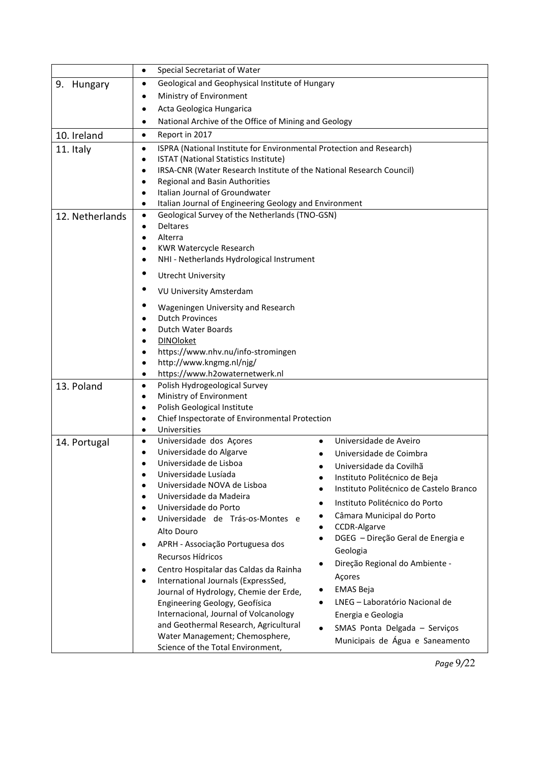| | |
|---|---|
| | • Special Secretariat of Water |
| 9. Hungary | • Geological and Geophysical Institute of Hungary<br>• Ministry of Environment<br>• Acta Geologica Hungarica<br>• National Archive of the Office of Mining and Geology |
| 10. Ireland | • Report in 2017 |
| 11. Italy | • ISPRA (National Institute for Environmental Protection and Research)<br>• ISTAT (National Statistics Institute)<br>• IRSA-CNR (Water Research Institute of the National Research Council)<br>• Regional and Basin Authorities<br>• Italian Journal of Groundwater<br>• Italian Journal of Engineering Geology and Environment |
| 12. Netherlands | • Geological Survey of the Netherlands (TNO-GSN)<br>• Deltares<br>• Alterra<br>• KWR Watercycle Research<br>• NHI - Netherlands Hydrological Instrument<br>• Utrecht University<br>• VU University Amsterdam<br>• Wageningen University and Research<br>• Dutch Provinces<br>• Dutch Water Boards<br>• DINOloket<br>• https://www.nhv.nu/info-stromingen<br>• http://www.kngmg.nl/njg/<br>• https://www.h2owaternetwerk.nl |
| 13. Poland | • Polish Hydrogeological Survey<br>• Ministry of Environment<br>• Polish Geological Institute<br>• Chief Inspectorate of Environmental Protection<br>• Universities |
| 14. Portugal | • Universidade dos Açores<br>• Universidade do Algarve<br>• Universidade de Lisboa<br>• Universidade Lusíada<br>• Universidade NOVA de Lisboa<br>• Universidade da Madeira<br>• Universidade do Porto<br>• Universidade de Trás-os-Montes e Alto Douro<br>• APRH - Associação Portuguesa dos Recursos Hídricos<br>• Centro Hospitalar das Caldas da Rainha<br>• International Journals (ExpressSed, Journal of Hydrology, Chemie der Erde, Engineering Geology, Geofísica Internacional, Journal of Volcanology and Geothermal Research, Agricultural Water Management; Chemosphere, Science of the Total Environment,<br>• Universidade de Aveiro<br>• Universidade de Coimbra<br>• Universidade da Covilhã<br>• Instituto Politécnico de Beja<br>• Instituto Politécnico de Castelo Branco<br>• Instituto Politécnico do Porto<br>• Câmara Municipal do Porto<br>• CCDR-Algarve<br>• DGEG – Direção Geral de Energia e Geologia<br>• Direção Regional do Ambiente - Açores<br>• EMAS Beja<br>• LNEG – Laboratório Nacional de Energia e Geologia<br>• SMAS Ponta Delgada – Serviços Municipais de Água e Saneamento |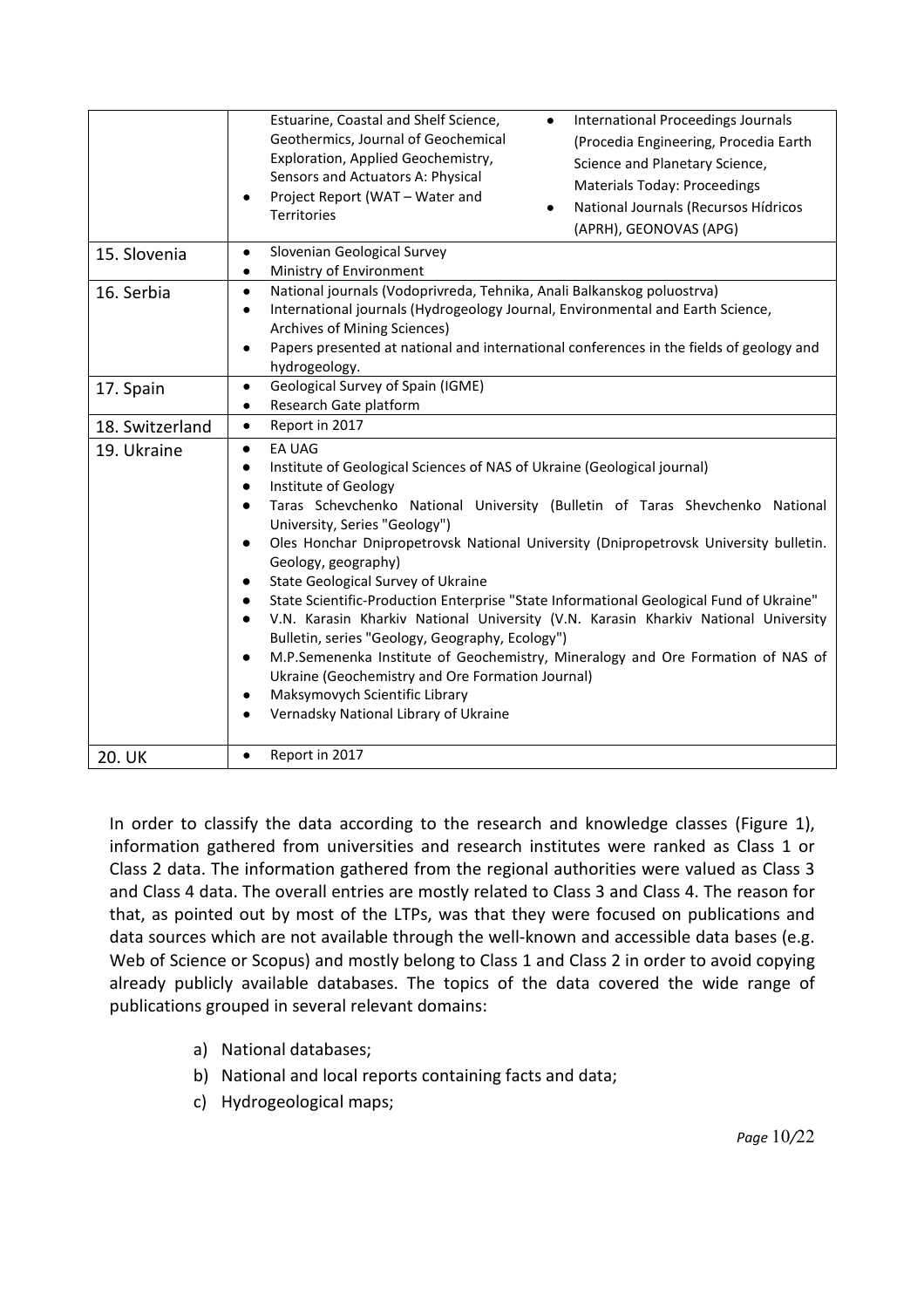|  |  |
|---|---|
|  | Estuarine, Coastal and Shelf Science, Geothermics, Journal of Geochemical Exploration, Applied Geochemistry, Sensors and Actuators A: Physical<br>• Project Report (WAT – Water and Territories<br>• International Proceedings Journals (Procedia Engineering, Procedia Earth Science and Planetary Science, Materials Today: Proceedings<br>• National Journals (Recursos Hídricos (APRH), GEONOVAS (APG) |
| 15. Slovenia | • Slovenian Geological Survey<br>• Ministry of Environment |
| 16. Serbia | • National journals (Vodoprivreda, Tehnika, Anali Balkanskog poluostrva)<br>• International journals (Hydrogeology Journal, Environmental and Earth Science, Archives of Mining Sciences)<br>• Papers presented at national and international conferences in the fields of geology and hydrogeology. |
| 17. Spain | • Geological Survey of Spain (IGME)<br>• Research Gate platform |
| 18. Switzerland | • Report in 2017 |
| 19. Ukraine | • EA UAG<br>• Institute of Geological Sciences of NAS of Ukraine (Geological journal)<br>• Institute of Geology<br>• Taras Schevchenko National University (Bulletin of Taras Shevchenko National University, Series "Geology")<br>• Oles Honchar Dnipropetrovsk National University (Dnipropetrovsk University bulletin. Geology, geography)<br>• State Geological Survey of Ukraine<br>• State Scientific-Production Enterprise "State Informational Geological Fund of Ukraine"<br>• V.N. Karasin Kharkiv National University (V.N. Karasin Kharkiv National University Bulletin, series "Geology, Geography, Ecology")<br>• M.P.Semenenka Institute of Geochemistry, Mineralogy and Ore Formation of NAS of Ukraine (Geochemistry and Ore Formation Journal)<br>• Maksymovych Scientific Library<br>• Vernadsky National Library of Ukraine |
| 20. UK | • Report in 2017 |

In order to classify the data according to the research and knowledge classes (Figure 1), information gathered from universities and research institutes were ranked as Class 1 or Class 2 data. The information gathered from the regional authorities were valued as Class 3 and Class 4 data. The overall entries are mostly related to Class 3 and Class 4. The reason for that, as pointed out by most of the LTPs, was that they were focused on publications and data sources which are not available through the well-known and accessible data bases (e.g. Web of Science or Scopus) and mostly belong to Class 1 and Class 2 in order to avoid copying already publicly available databases. The topics of the data covered the wide range of publications grouped in several relevant domains:

a) National databases;
b) National and local reports containing facts and data;
c) Hydrogeological maps;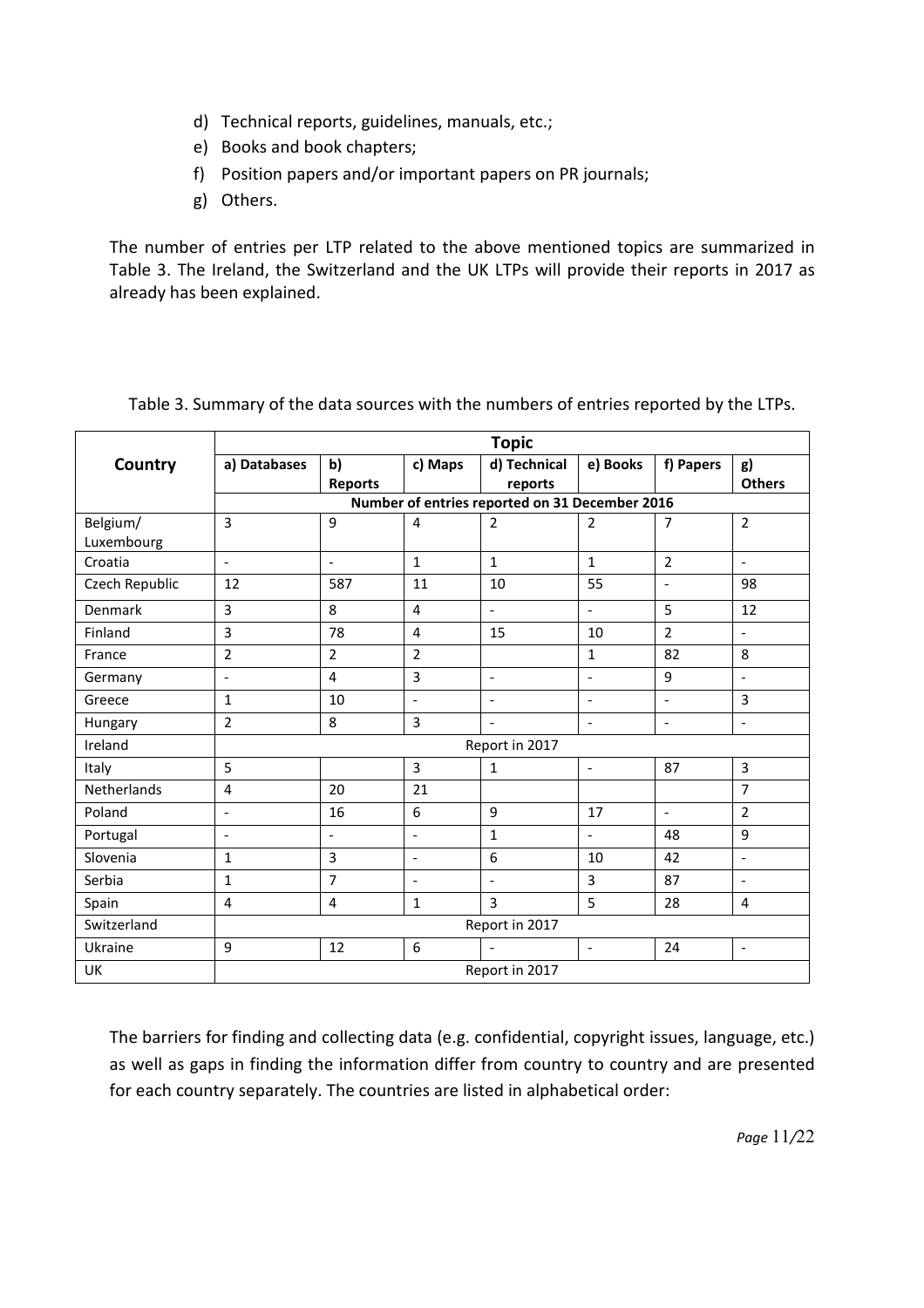d) Technical reports, guidelines, manuals, etc.;
e) Books and book chapters;
f) Position papers and/or important papers on PR journals;
g) Others.

The number of entries per LTP related to the above mentioned topics are summarized in Table 3. The Ireland, the Switzerland and the UK LTPs will provide their reports in 2017 as already has been explained.

Table 3. Summary of the data sources with the numbers of entries reported by the LTPs.

| Country | Topic | | | | | | |
|---|---|---|---|---|---|---|---|
| | a) Databases | b) Reports | c) Maps | d) Technical reports | e) Books | f) Papers | g) Others |
| | Number of entries reported on 31 December 2016 | | | | | | |
| Belgium/ Luxembourg | 3 | 9 | 4 | 2 | 2 | 7 | 2 |
| Croatia | - | - | 1 | 1 | 1 | 2 | - |
| Czech Republic | 12 | 587 | 11 | 10 | 55 | - | 98 |
| Denmark | 3 | 8 | 4 | - | - | 5 | 12 |
| Finland | 3 | 78 | 4 | 15 | 10 | 2 | - |
| France | 2 | 2 | 2 | | 1 | 82 | 8 |
| Germany | - | 4 | 3 | - | - | 9 | - |
| Greece | 1 | 10 | - | - | - | - | 3 |
| Hungary | 2 | 8 | 3 | - | - | - | - |
| Ireland | Report in 2017 | | | | | | |
| Italy | 5 | | 3 | 1 | - | 87 | 3 |
| Netherlands | 4 | 20 | 21 | | | | 7 |
| Poland | - | 16 | 6 | 9 | 17 | - | 2 |
| Portugal | - | - | - | 1 | - | 48 | 9 |
| Slovenia | 1 | 3 | - | 6 | 10 | 42 | - |
| Serbia | 1 | 7 | - | - | 3 | 87 | - |
| Spain | 4 | 4 | 1 | 3 | 5 | 28 | 4 |
| Switzerland | Report in 2017 | | | | | | |
| Ukraine | 9 | 12 | 6 | - | - | 24 | - |
| UK | Report in 2017 | | | | | | |

The barriers for finding and collecting data (e.g. confidential, copyright issues, language, etc.) as well as gaps in finding the information differ from country to country and are presented for each country separately. The countries are listed in alphabetical order: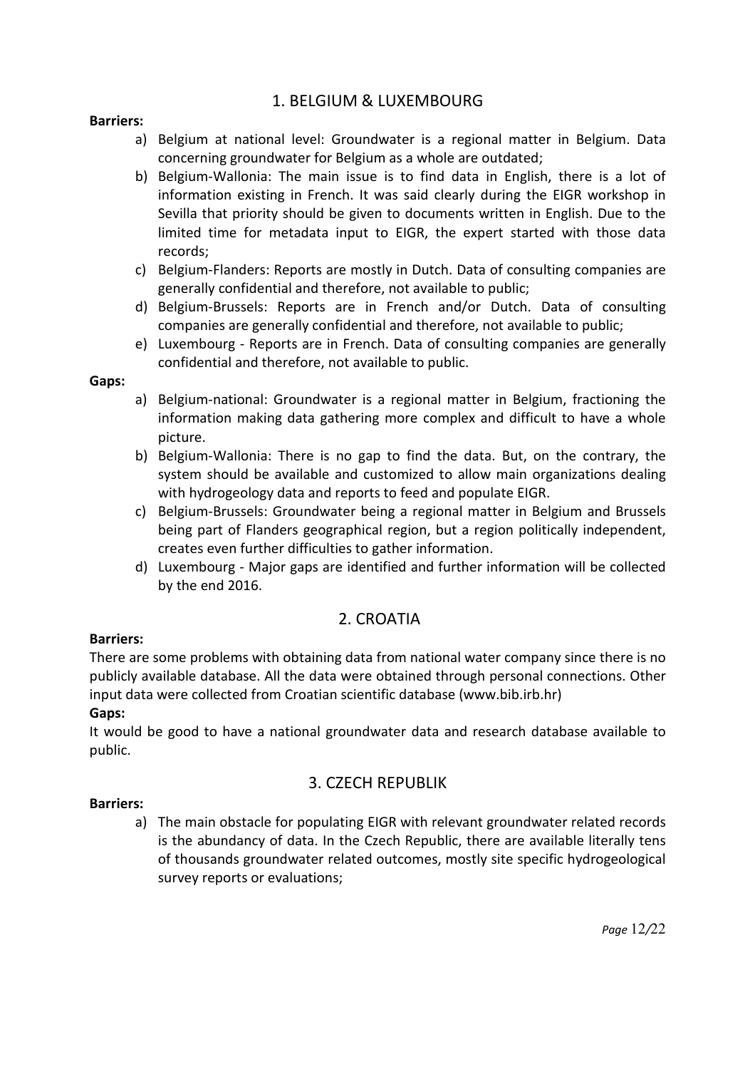## 1. BELGIUM & LUXEMBOURG

**Barriers:**

a) Belgium at national level: Groundwater is a regional matter in Belgium. Data concerning groundwater for Belgium as a whole are outdated;
b) Belgium-Wallonia: The main issue is to find data in English, there is a lot of information existing in French. It was said clearly during the EIGR workshop in Sevilla that priority should be given to documents written in English. Due to the limited time for metadata input to EIGR, the expert started with those data records;
c) Belgium-Flanders: Reports are mostly in Dutch. Data of consulting companies are generally confidential and therefore, not available to public;
d) Belgium-Brussels: Reports are in French and/or Dutch. Data of consulting companies are generally confidential and therefore, not available to public;
e) Luxembourg - Reports are in French. Data of consulting companies are generally confidential and therefore, not available to public.

**Gaps:**

a) Belgium-national: Groundwater is a regional matter in Belgium, fractioning the information making data gathering more complex and difficult to have a whole picture.
b) Belgium-Wallonia: There is no gap to find the data. But, on the contrary, the system should be available and customized to allow main organizations dealing with hydrogeology data and reports to feed and populate EIGR.
c) Belgium-Brussels: Groundwater being a regional matter in Belgium and Brussels being part of Flanders geographical region, but a region politically independent, creates even further difficulties to gather information.
d) Luxembourg - Major gaps are identified and further information will be collected by the end 2016.

## 2. CROATIA

**Barriers:**

There are some problems with obtaining data from national water company since there is no publicly available database. All the data were obtained through personal connections. Other input data were collected from Croatian scientific database (www.bib.irb.hr)

**Gaps:**

It would be good to have a national groundwater data and research database available to public.

## 3. CZECH REPUBLIK

**Barriers:**

a) The main obstacle for populating EIGR with relevant groundwater related records is the abundancy of data. In the Czech Republic, there are available literally tens of thousands groundwater related outcomes, mostly site specific hydrogeological survey reports or evaluations;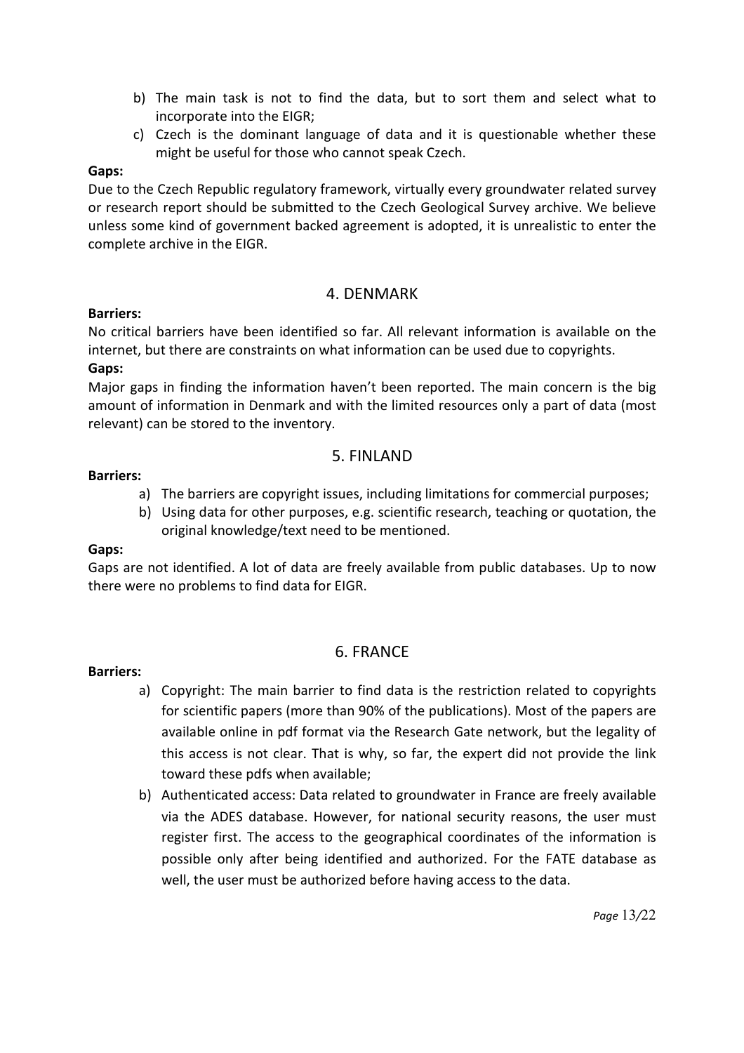b) The main task is not to find the data, but to sort them and select what to incorporate into the EIGR;
c) Czech is the dominant language of data and it is questionable whether these might be useful for those who cannot speak Czech.

**Gaps:**

Due to the Czech Republic regulatory framework, virtually every groundwater related survey or research report should be submitted to the Czech Geological Survey archive. We believe unless some kind of government backed agreement is adopted, it is unrealistic to enter the complete archive in the EIGR.

## 4. DENMARK

**Barriers:**

No critical barriers have been identified so far. All relevant information is available on the internet, but there are constraints on what information can be used due to copyrights.

**Gaps:**

Major gaps in finding the information haven't been reported. The main concern is the big amount of information in Denmark and with the limited resources only a part of data (most relevant) can be stored to the inventory.

## 5. FINLAND

**Barriers:**

a) The barriers are copyright issues, including limitations for commercial purposes;
b) Using data for other purposes, e.g. scientific research, teaching or quotation, the original knowledge/text need to be mentioned.

**Gaps:**

Gaps are not identified. A lot of data are freely available from public databases. Up to now there were no problems to find data for EIGR.

## 6. FRANCE

**Barriers:**

a) Copyright: The main barrier to find data is the restriction related to copyrights for scientific papers (more than 90% of the publications). Most of the papers are available online in pdf format via the Research Gate network, but the legality of this access is not clear. That is why, so far, the expert did not provide the link toward these pdfs when available;
b) Authenticated access: Data related to groundwater in France are freely available via the ADES database. However, for national security reasons, the user must register first. The access to the geographical coordinates of the information is possible only after being identified and authorized. For the FATE database as well, the user must be authorized before having access to the data.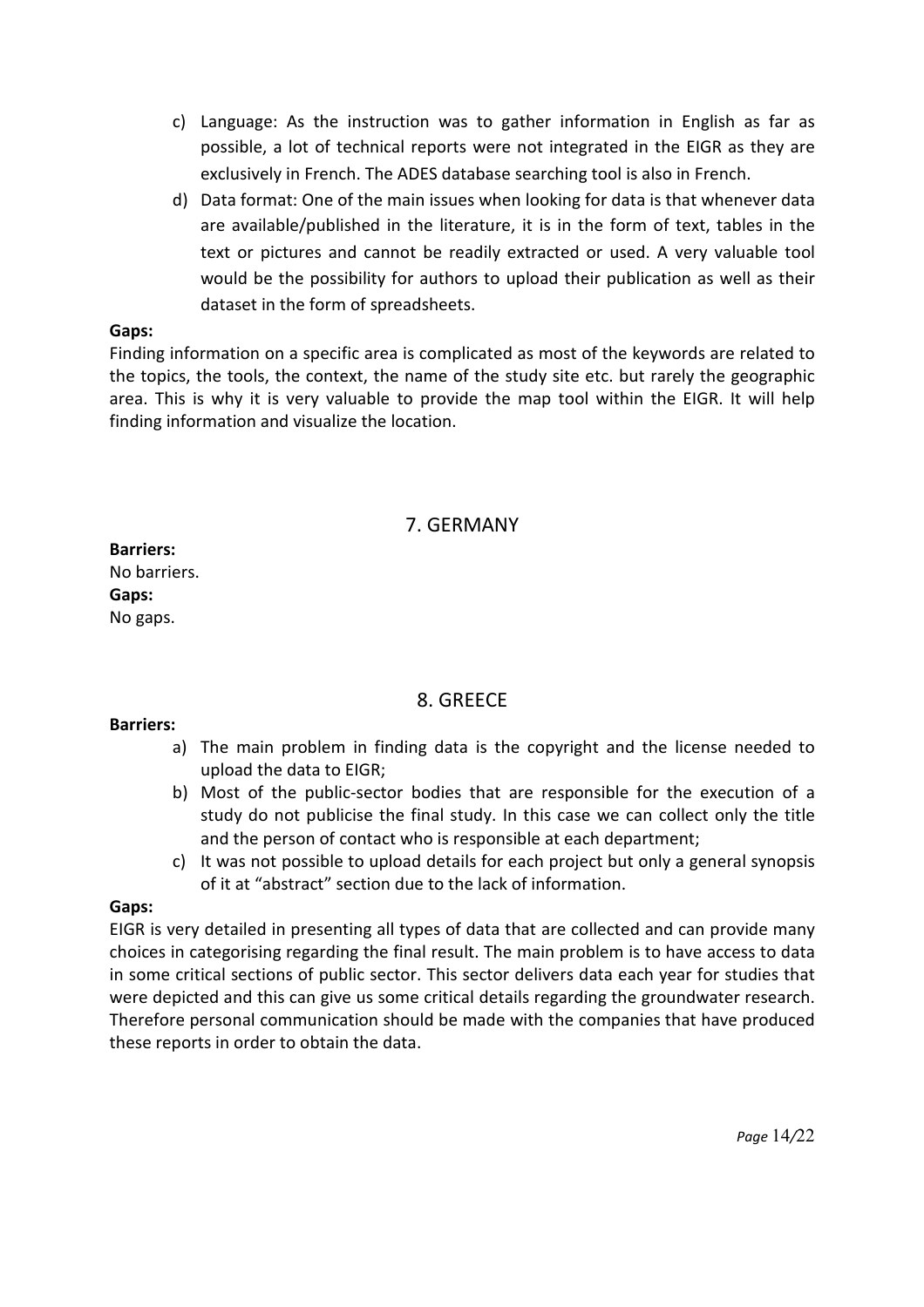c) Language: As the instruction was to gather information in English as far as possible, a lot of technical reports were not integrated in the EIGR as they are exclusively in French. The ADES database searching tool is also in French.

d) Data format: One of the main issues when looking for data is that whenever data are available/published in the literature, it is in the form of text, tables in the text or pictures and cannot be readily extracted or used. A very valuable tool would be the possibility for authors to upload their publication as well as their dataset in the form of spreadsheets.

**Gaps:**

Finding information on a specific area is complicated as most of the keywords are related to the topics, the tools, the context, the name of the study site etc. but rarely the geographic area. This is why it is very valuable to provide the map tool within the EIGR. It will help finding information and visualize the location.

## 7. GERMANY

**Barriers:**

No barriers.

**Gaps:**

No gaps.

## 8. GREECE

**Barriers:**

a) The main problem in finding data is the copyright and the license needed to upload the data to EIGR;

b) Most of the public-sector bodies that are responsible for the execution of a study do not publicise the final study. In this case we can collect only the title and the person of contact who is responsible at each department;

c) It was not possible to upload details for each project but only a general synopsis of it at "abstract" section due to the lack of information.

**Gaps:**

EIGR is very detailed in presenting all types of data that are collected and can provide many choices in categorising regarding the final result. The main problem is to have access to data in some critical sections of public sector. This sector delivers data each year for studies that were depicted and this can give us some critical details regarding the groundwater research. Therefore personal communication should be made with the companies that have produced these reports in order to obtain the data.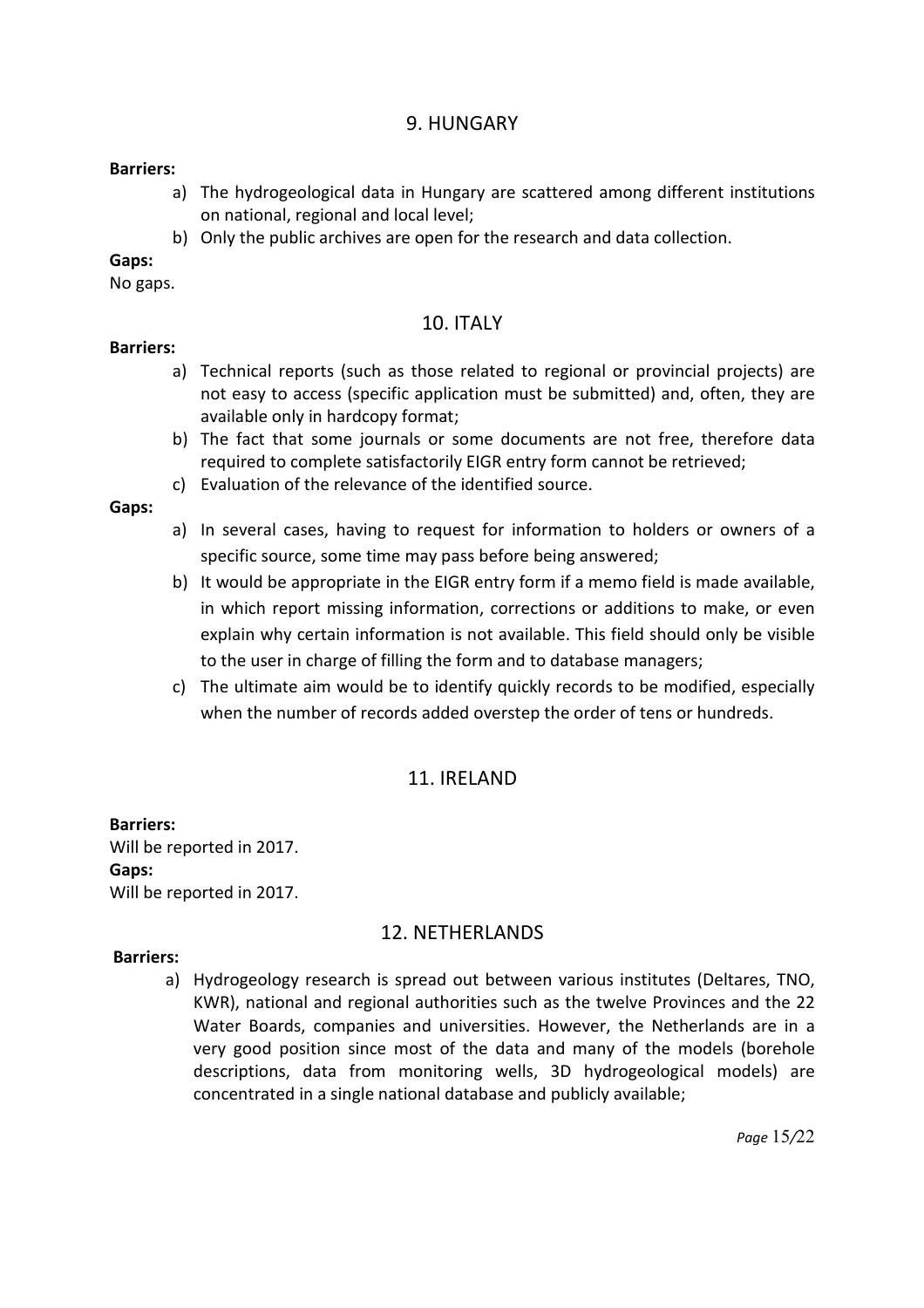## 9. HUNGARY

**Barriers:**

a) The hydrogeological data in Hungary are scattered among different institutions on national, regional and local level;
b) Only the public archives are open for the research and data collection.

**Gaps:**

No gaps.

## 10. ITALY

**Barriers:**

a) Technical reports (such as those related to regional or provincial projects) are not easy to access (specific application must be submitted) and, often, they are available only in hardcopy format;
b) The fact that some journals or some documents are not free, therefore data required to complete satisfactorily EIGR entry form cannot be retrieved;
c) Evaluation of the relevance of the identified source.

**Gaps:**

a) In several cases, having to request for information to holders or owners of a specific source, some time may pass before being answered;
b) It would be appropriate in the EIGR entry form if a memo field is made available, in which report missing information, corrections or additions to make, or even explain why certain information is not available. This field should only be visible to the user in charge of filling the form and to database managers;
c) The ultimate aim would be to identify quickly records to be modified, especially when the number of records added overstep the order of tens or hundreds.

## 11. IRELAND

**Barriers:**

Will be reported in 2017.

**Gaps:**

Will be reported in 2017.

## 12. NETHERLANDS

**Barriers:**

a) Hydrogeology research is spread out between various institutes (Deltares, TNO, KWR), national and regional authorities such as the twelve Provinces and the 22 Water Boards, companies and universities. However, the Netherlands are in a very good position since most of the data and many of the models (borehole descriptions, data from monitoring wells, 3D hydrogeological models) are concentrated in a single national database and publicly available;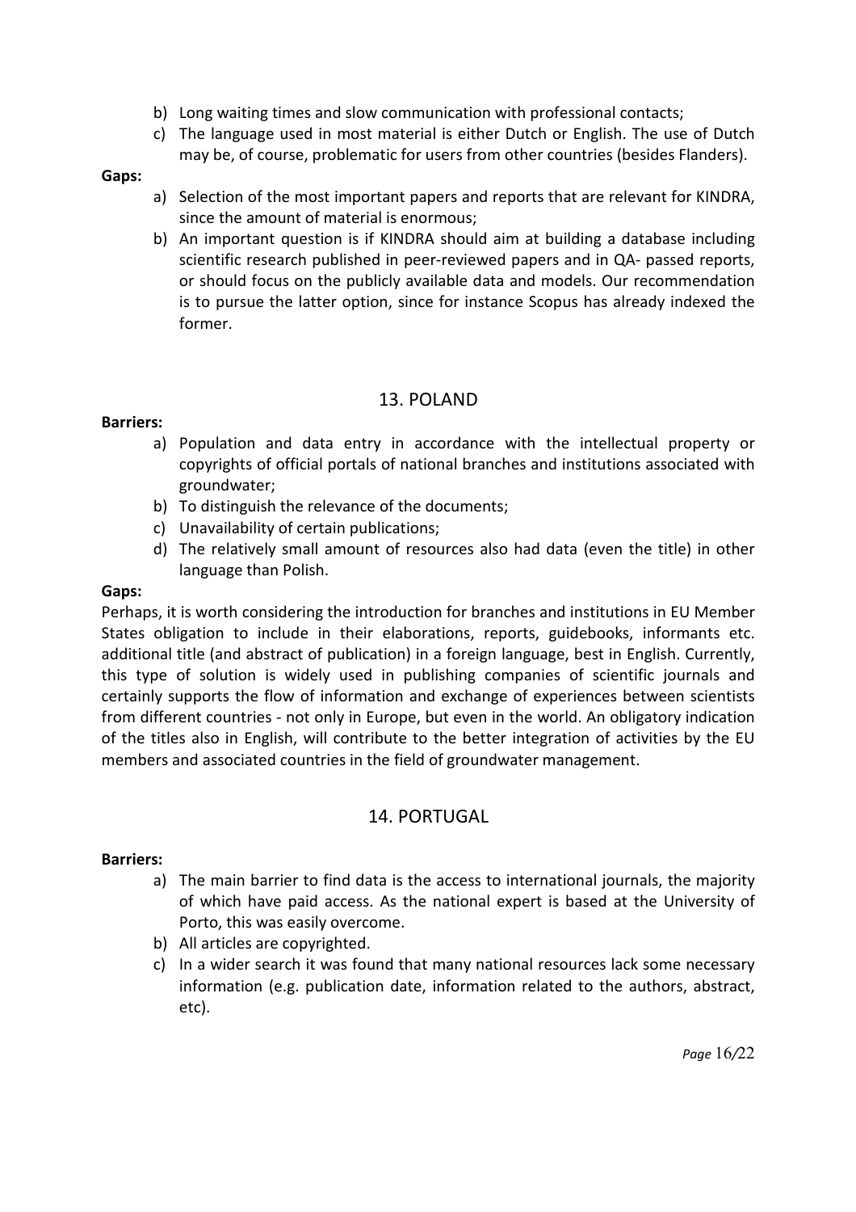b) Long waiting times and slow communication with professional contacts;
c) The language used in most material is either Dutch or English. The use of Dutch may be, of course, problematic for users from other countries (besides Flanders).

**Gaps:**

a) Selection of the most important papers and reports that are relevant for KINDRA, since the amount of material is enormous;
b) An important question is if KINDRA should aim at building a database including scientific research published in peer-reviewed papers and in QA- passed reports, or should focus on the publicly available data and models. Our recommendation is to pursue the latter option, since for instance Scopus has already indexed the former.

## 13. POLAND

**Barriers:**

a) Population and data entry in accordance with the intellectual property or copyrights of official portals of national branches and institutions associated with groundwater;
b) To distinguish the relevance of the documents;
c) Unavailability of certain publications;
d) The relatively small amount of resources also had data (even the title) in other language than Polish.

**Gaps:**

Perhaps, it is worth considering the introduction for branches and institutions in EU Member States obligation to include in their elaborations, reports, guidebooks, informants etc. additional title (and abstract of publication) in a foreign language, best in English. Currently, this type of solution is widely used in publishing companies of scientific journals and certainly supports the flow of information and exchange of experiences between scientists from different countries - not only in Europe, but even in the world. An obligatory indication of the titles also in English, will contribute to the better integration of activities by the EU members and associated countries in the field of groundwater management.

## 14. PORTUGAL

**Barriers:**

a) The main barrier to find data is the access to international journals, the majority of which have paid access. As the national expert is based at the University of Porto, this was easily overcome.
b) All articles are copyrighted.
c) In a wider search it was found that many national resources lack some necessary information (e.g. publication date, information related to the authors, abstract, etc).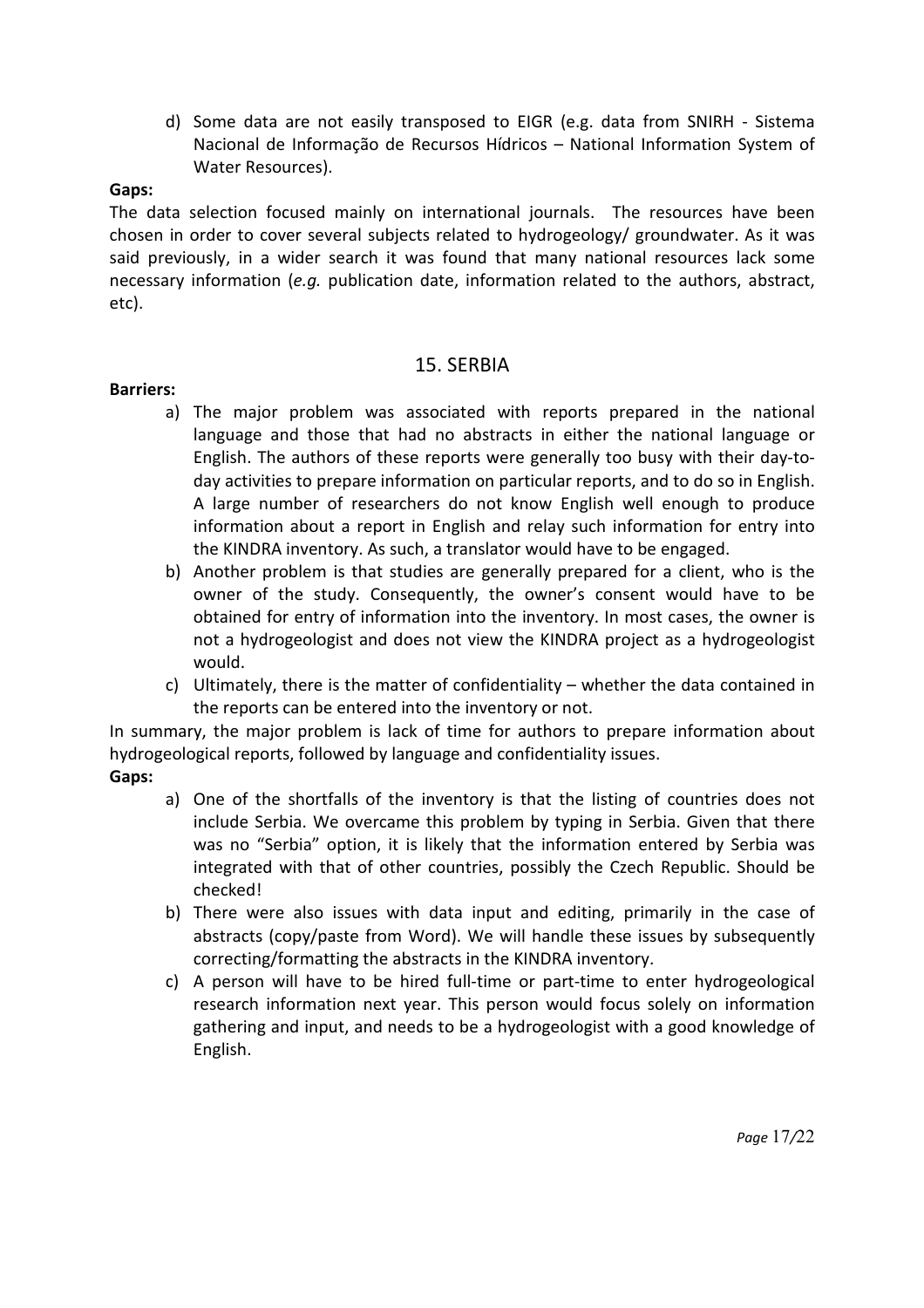d) Some data are not easily transposed to EIGR (e.g. data from SNIRH - Sistema Nacional de Informação de Recursos Hídricos – National Information System of Water Resources).

**Gaps:**

The data selection focused mainly on international journals. The resources have been chosen in order to cover several subjects related to hydrogeology/ groundwater. As it was said previously, in a wider search it was found that many national resources lack some necessary information (*e.g.* publication date, information related to the authors, abstract, etc).

## 15. SERBIA

**Barriers:**

a) The major problem was associated with reports prepared in the national language and those that had no abstracts in either the national language or English. The authors of these reports were generally too busy with their day-to-day activities to prepare information on particular reports, and to do so in English. A large number of researchers do not know English well enough to produce information about a report in English and relay such information for entry into the KINDRA inventory. As such, a translator would have to be engaged.

b) Another problem is that studies are generally prepared for a client, who is the owner of the study. Consequently, the owner's consent would have to be obtained for entry of information into the inventory. In most cases, the owner is not a hydrogeologist and does not view the KINDRA project as a hydrogeologist would.

c) Ultimately, there is the matter of confidentiality – whether the data contained in the reports can be entered into the inventory or not.

In summary, the major problem is lack of time for authors to prepare information about hydrogeological reports, followed by language and confidentiality issues.

**Gaps:**

a) One of the shortfalls of the inventory is that the listing of countries does not include Serbia. We overcame this problem by typing in Serbia. Given that there was no "Serbia" option, it is likely that the information entered by Serbia was integrated with that of other countries, possibly the Czech Republic. Should be checked!

b) There were also issues with data input and editing, primarily in the case of abstracts (copy/paste from Word). We will handle these issues by subsequently correcting/formatting the abstracts in the KINDRA inventory.

c) A person will have to be hired full-time or part-time to enter hydrogeological research information next year. This person would focus solely on information gathering and input, and needs to be a hydrogeologist with a good knowledge of English.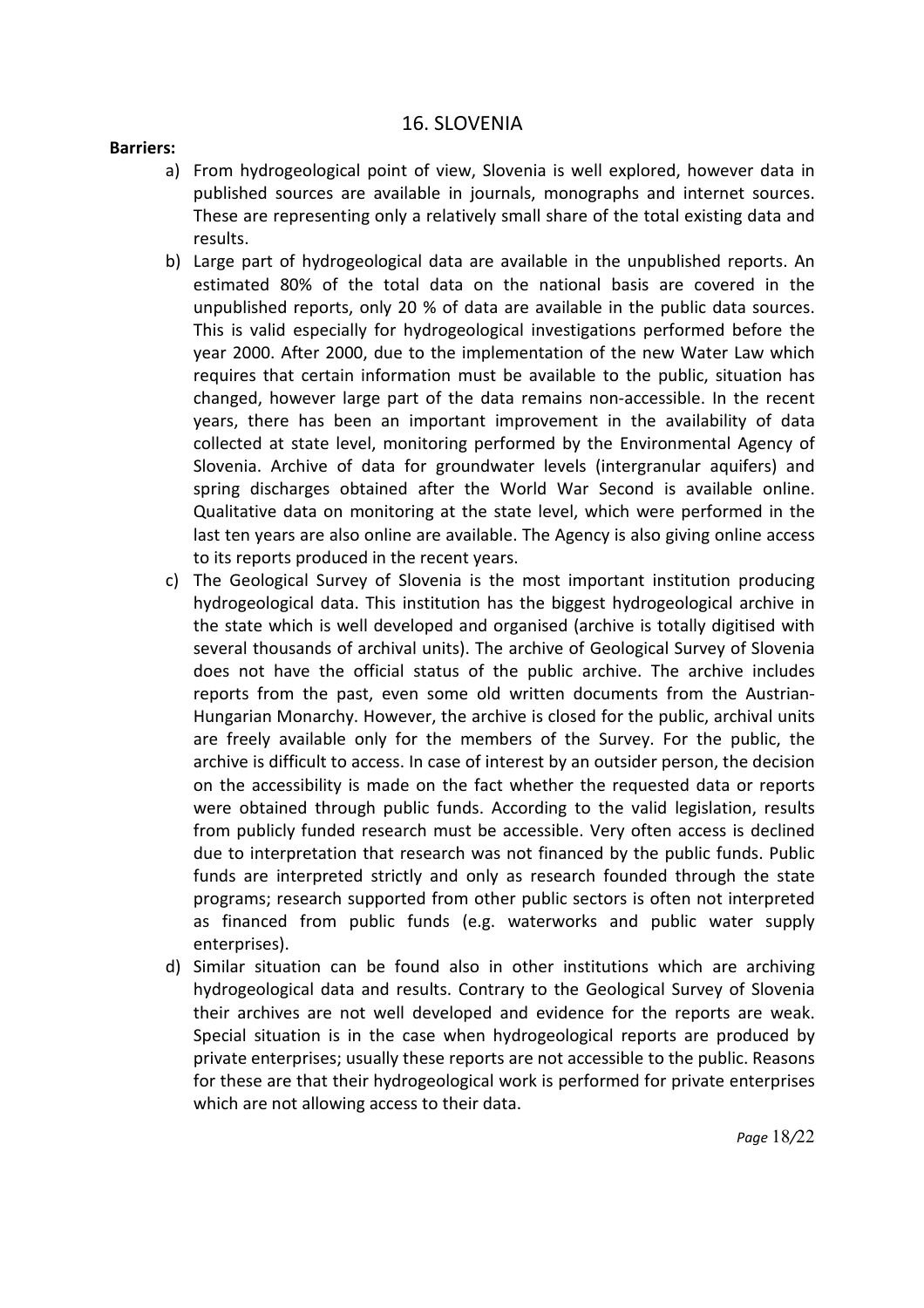## 16. SLOVENIA

**Barriers:**

a) From hydrogeological point of view, Slovenia is well explored, however data in published sources are available in journals, monographs and internet sources. These are representing only a relatively small share of the total existing data and results.

b) Large part of hydrogeological data are available in the unpublished reports. An estimated 80% of the total data on the national basis are covered in the unpublished reports, only 20 % of data are available in the public data sources. This is valid especially for hydrogeological investigations performed before the year 2000. After 2000, due to the implementation of the new Water Law which requires that certain information must be available to the public, situation has changed, however large part of the data remains non-accessible. In the recent years, there has been an important improvement in the availability of data collected at state level, monitoring performed by the Environmental Agency of Slovenia. Archive of data for groundwater levels (intergranular aquifers) and spring discharges obtained after the World War Second is available online. Qualitative data on monitoring at the state level, which were performed in the last ten years are also online are available. The Agency is also giving online access to its reports produced in the recent years.

c) The Geological Survey of Slovenia is the most important institution producing hydrogeological data. This institution has the biggest hydrogeological archive in the state which is well developed and organised (archive is totally digitised with several thousands of archival units). The archive of Geological Survey of Slovenia does not have the official status of the public archive. The archive includes reports from the past, even some old written documents from the Austrian-Hungarian Monarchy. However, the archive is closed for the public, archival units are freely available only for the members of the Survey. For the public, the archive is difficult to access. In case of interest by an outsider person, the decision on the accessibility is made on the fact whether the requested data or reports were obtained through public funds. According to the valid legislation, results from publicly funded research must be accessible. Very often access is declined due to interpretation that research was not financed by the public funds. Public funds are interpreted strictly and only as research founded through the state programs; research supported from other public sectors is often not interpreted as financed from public funds (e.g. waterworks and public water supply enterprises).

d) Similar situation can be found also in other institutions which are archiving hydrogeological data and results. Contrary to the Geological Survey of Slovenia their archives are not well developed and evidence for the reports are weak. Special situation is in the case when hydrogeological reports are produced by private enterprises; usually these reports are not accessible to the public. Reasons for these are that their hydrogeological work is performed for private enterprises which are not allowing access to their data.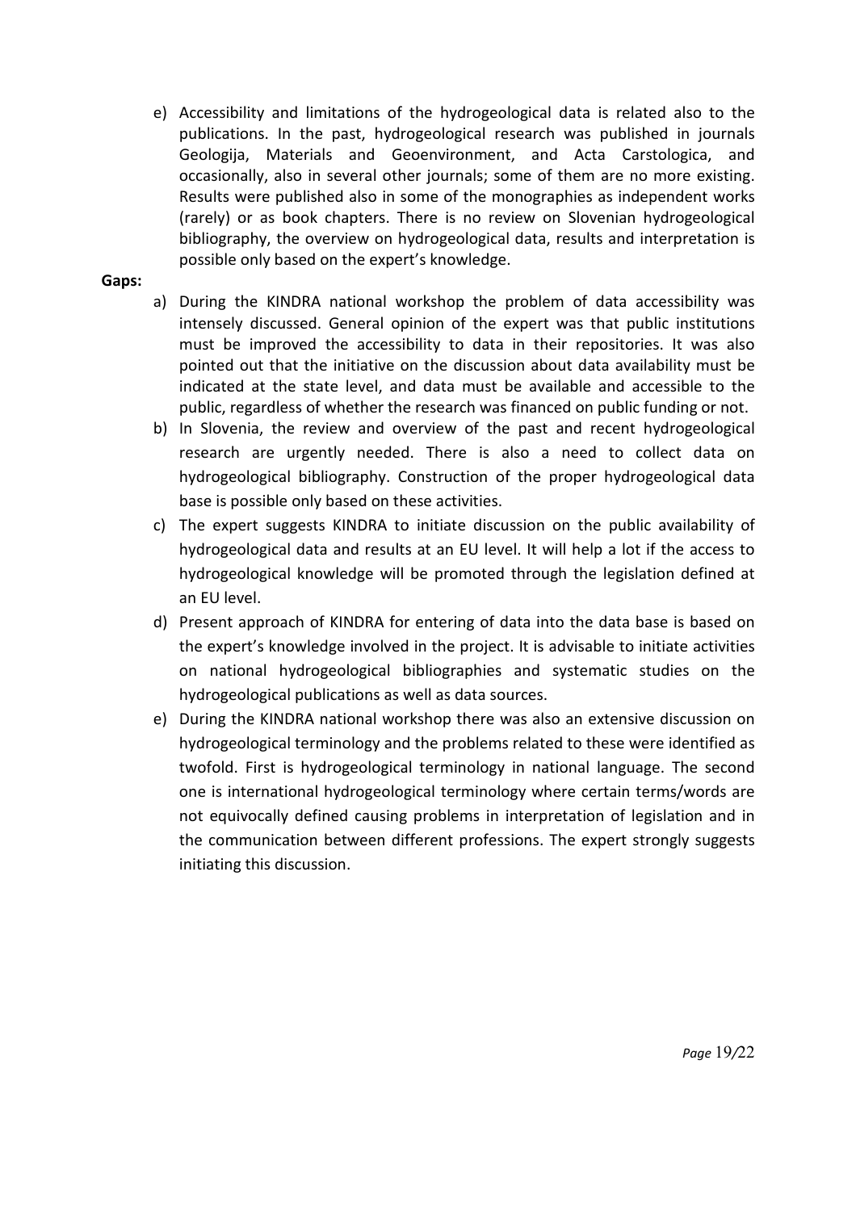e) Accessibility and limitations of the hydrogeological data is related also to the publications. In the past, hydrogeological research was published in journals Geologija, Materials and Geoenvironment, and Acta Carstologica, and occasionally, also in several other journals; some of them are no more existing. Results were published also in some of the monographies as independent works (rarely) or as book chapters. There is no review on Slovenian hydrogeological bibliography, the overview on hydrogeological data, results and interpretation is possible only based on the expert's knowledge.

**Gaps:**

a) During the KINDRA national workshop the problem of data accessibility was intensely discussed. General opinion of the expert was that public institutions must be improved the accessibility to data in their repositories. It was also pointed out that the initiative on the discussion about data availability must be indicated at the state level, and data must be available and accessible to the public, regardless of whether the research was financed on public funding or not.

b) In Slovenia, the review and overview of the past and recent hydrogeological research are urgently needed. There is also a need to collect data on hydrogeological bibliography. Construction of the proper hydrogeological data base is possible only based on these activities.

c) The expert suggests KINDRA to initiate discussion on the public availability of hydrogeological data and results at an EU level. It will help a lot if the access to hydrogeological knowledge will be promoted through the legislation defined at an EU level.

d) Present approach of KINDRA for entering of data into the data base is based on the expert's knowledge involved in the project. It is advisable to initiate activities on national hydrogeological bibliographies and systematic studies on the hydrogeological publications as well as data sources.

e) During the KINDRA national workshop there was also an extensive discussion on hydrogeological terminology and the problems related to these were identified as twofold. First is hydrogeological terminology in national language. The second one is international hydrogeological terminology where certain terms/words are not equivocally defined causing problems in interpretation of legislation and in the communication between different professions. The expert strongly suggests initiating this discussion.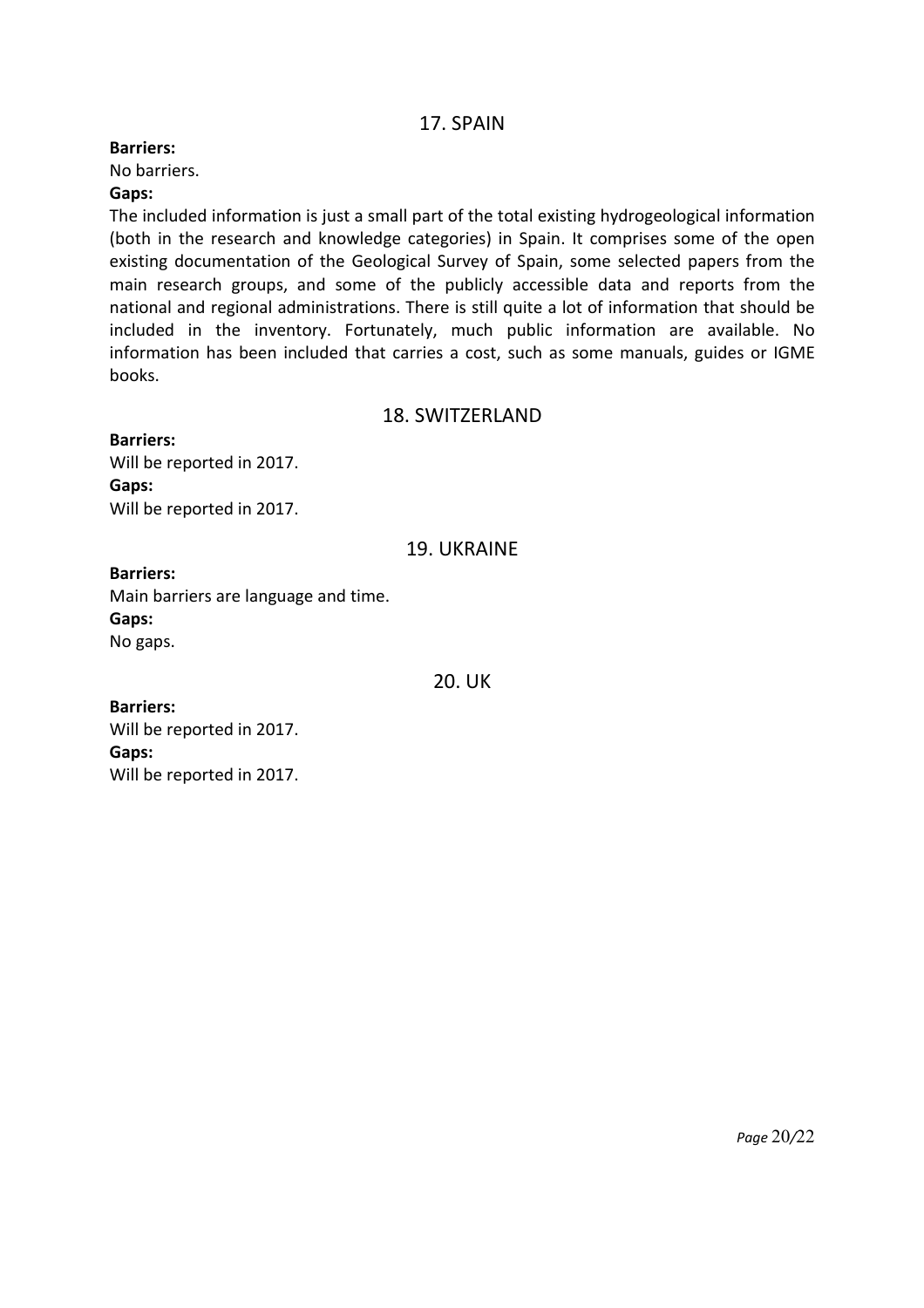## 17. SPAIN

**Barriers:**

No barriers.

**Gaps:**

The included information is just a small part of the total existing hydrogeological information (both in the research and knowledge categories) in Spain. It comprises some of the open existing documentation of the Geological Survey of Spain, some selected papers from the main research groups, and some of the publicly accessible data and reports from the national and regional administrations. There is still quite a lot of information that should be included in the inventory. Fortunately, much public information are available. No information has been included that carries a cost, such as some manuals, guides or IGME books.

## 18. SWITZERLAND

**Barriers:**

Will be reported in 2017.

**Gaps:**

Will be reported in 2017.

## 19. UKRAINE

**Barriers:**

Main barriers are language and time.

**Gaps:**

No gaps.

## 20. UK

**Barriers:**

Will be reported in 2017.

**Gaps:**

Will be reported in 2017.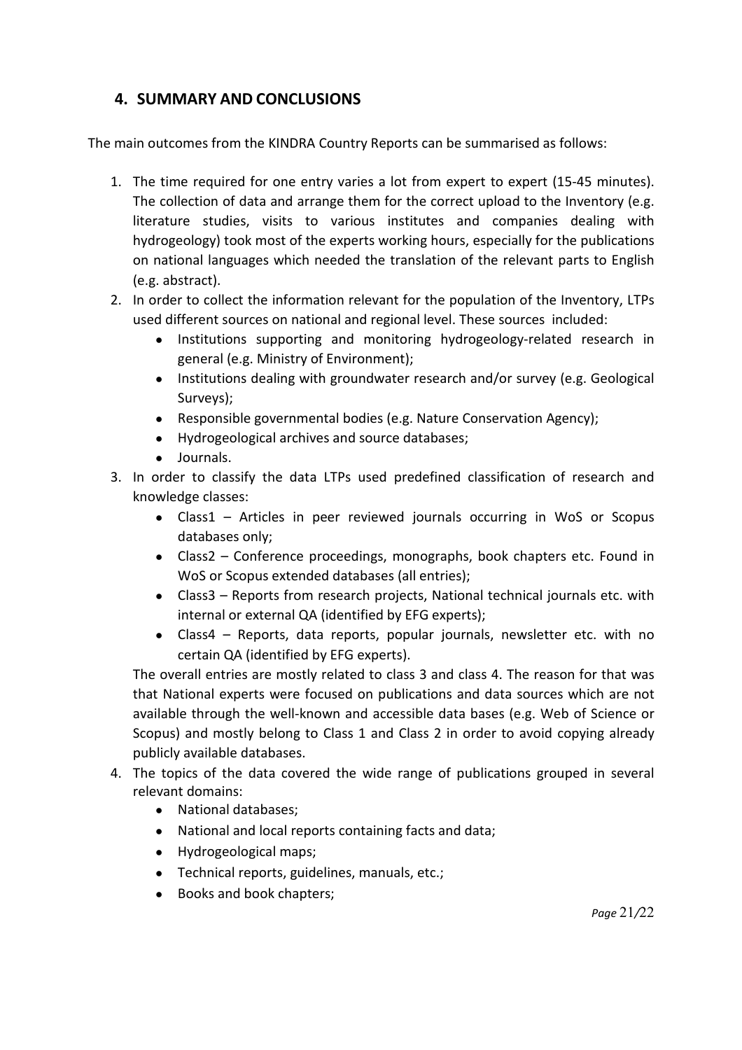## 4. SUMMARY AND CONCLUSIONS

The main outcomes from the KINDRA Country Reports can be summarised as follows:

1. The time required for one entry varies a lot from expert to expert (15-45 minutes). The collection of data and arrange them for the correct upload to the Inventory (e.g. literature studies, visits to various institutes and companies dealing with hydrogeology) took most of the experts working hours, especially for the publications on national languages which needed the translation of the relevant parts to English (e.g. abstract).
2. In order to collect the information relevant for the population of the Inventory, LTPs used different sources on national and regional level. These sources included:
   - Institutions supporting and monitoring hydrogeology-related research in general (e.g. Ministry of Environment);
   - Institutions dealing with groundwater research and/or survey (e.g. Geological Surveys);
   - Responsible governmental bodies (e.g. Nature Conservation Agency);
   - Hydrogeological archives and source databases;
   - Journals.
3. In order to classify the data LTPs used predefined classification of research and knowledge classes:
   - Class1 – Articles in peer reviewed journals occurring in WoS or Scopus databases only;
   - Class2 – Conference proceedings, monographs, book chapters etc. Found in WoS or Scopus extended databases (all entries);
   - Class3 – Reports from research projects, National technical journals etc. with internal or external QA (identified by EFG experts);
   - Class4 – Reports, data reports, popular journals, newsletter etc. with no certain QA (identified by EFG experts).

   The overall entries are mostly related to class 3 and class 4. The reason for that was that National experts were focused on publications and data sources which are not available through the well-known and accessible data bases (e.g. Web of Science or Scopus) and mostly belong to Class 1 and Class 2 in order to avoid copying already publicly available databases.
4. The topics of the data covered the wide range of publications grouped in several relevant domains:
   - National databases;
   - National and local reports containing facts and data;
   - Hydrogeological maps;
   - Technical reports, guidelines, manuals, etc.;
   - Books and book chapters;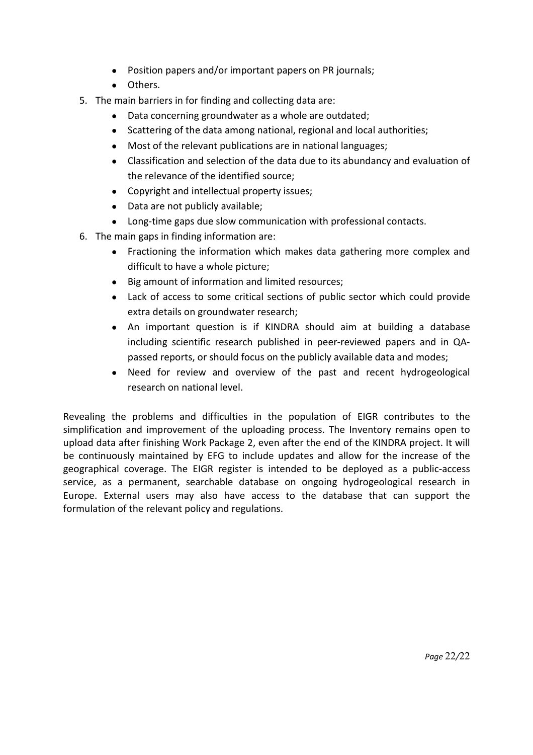- Position papers and/or important papers on PR journals;
- Others.

5. The main barriers in for finding and collecting data are:
   - Data concerning groundwater as a whole are outdated;
   - Scattering of the data among national, regional and local authorities;
   - Most of the relevant publications are in national languages;
   - Classification and selection of the data due to its abundancy and evaluation of the relevance of the identified source;
   - Copyright and intellectual property issues;
   - Data are not publicly available;
   - Long-time gaps due slow communication with professional contacts.
6. The main gaps in finding information are:
   - Fractioning the information which makes data gathering more complex and difficult to have a whole picture;
   - Big amount of information and limited resources;
   - Lack of access to some critical sections of public sector which could provide extra details on groundwater research;
   - An important question is if KINDRA should aim at building a database including scientific research published in peer-reviewed papers and in QA-passed reports, or should focus on the publicly available data and modes;
   - Need for review and overview of the past and recent hydrogeological research on national level.

Revealing the problems and difficulties in the population of EIGR contributes to the simplification and improvement of the uploading process. The Inventory remains open to upload data after finishing Work Package 2, even after the end of the KINDRA project. It will be continuously maintained by EFG to include updates and allow for the increase of the geographical coverage. The EIGR register is intended to be deployed as a public-access service, as a permanent, searchable database on ongoing hydrogeological research in Europe. External users may also have access to the database that can support the formulation of the relevant policy and regulations.